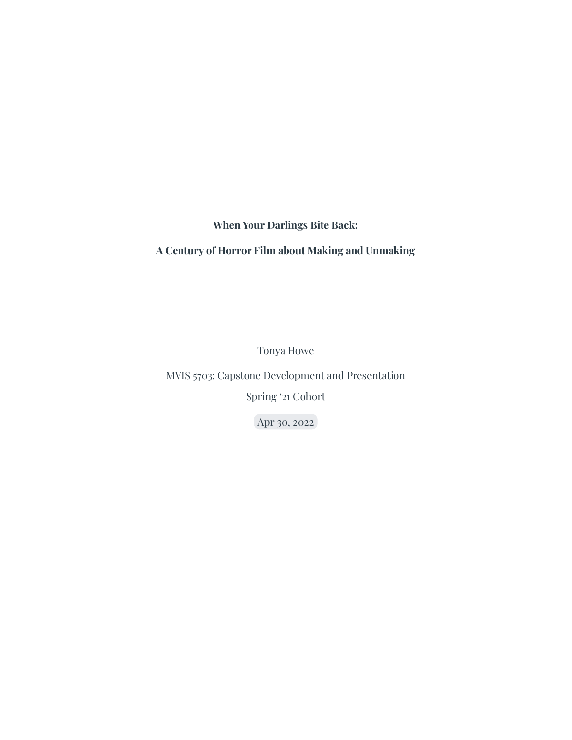# When Your Darlings Bite Back:

# A Century of Horror Film about Making and Unmaking

Tonya Howe

MVIS 5703: Capstone Development and Presentation

Spring '21 Cohort

Apr 30, 2022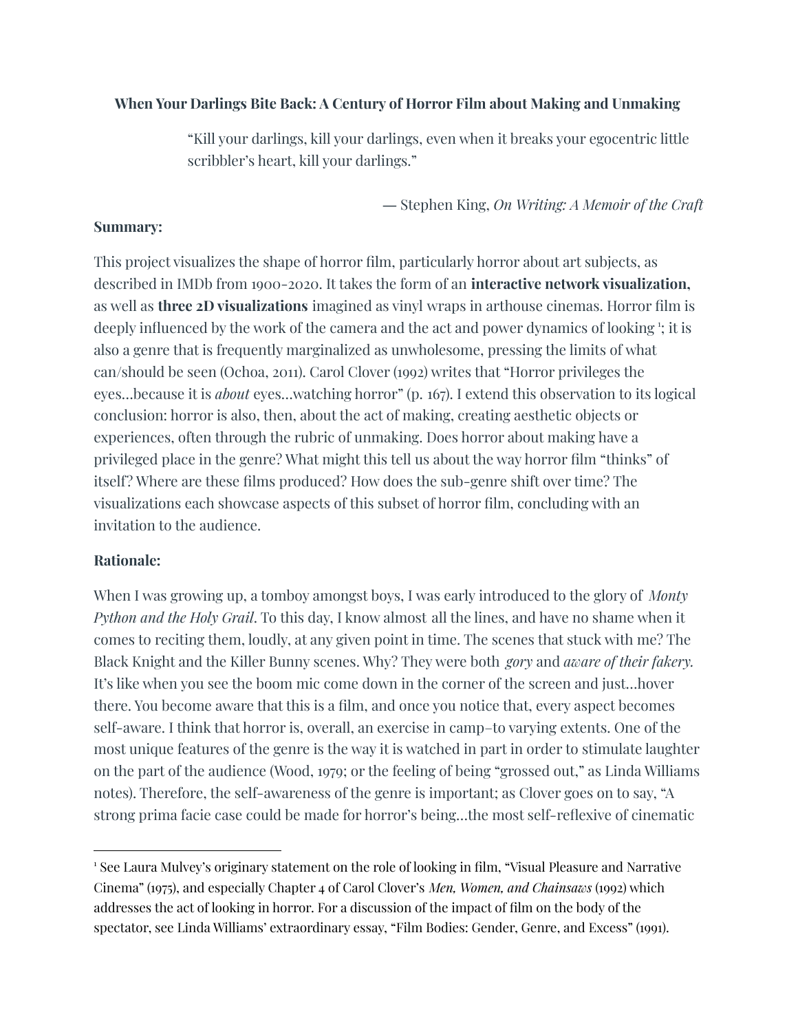**When Your Darlings Bite Back: A Century of Horror Film about Making and Unmaking**

> "Kill your darlings, kill your darlings, even when it breaks your egocentric little scribbler's heart, kill your darlings."
>
> — Stephen King, *On Writing: A Memoir of the Craft*

**Summary:**

This project visualizes the shape of horror film, particularly horror about art subjects, as described in IMDb from 1900-2020. It takes the form of an **interactive network visualization**, as well as **three 2D visualizations** imagined as vinyl wraps in arthouse cinemas. Horror film is deeply influenced by the work of the camera and the act and power dynamics of looking [1]; it is also a genre that is frequently marginalized as unwholesome, pressing the limits of what can/should be seen (Ochoa, 2011). Carol Clover (1992) writes that "Horror privileges the eyes…because it is *about* eyes…watching horror" (p. 167). I extend this observation to its logical conclusion: horror is also, then, about the act of making, creating aesthetic objects or experiences, often through the rubric of unmaking. Does horror about making have a privileged place in the genre? What might this tell us about the way horror film "thinks" of itself? Where are these films produced? How does the sub-genre shift over time? The visualizations each showcase aspects of this subset of horror film, concluding with an invitation to the audience.

**Rationale:**

When I was growing up, a tomboy amongst boys, I was early introduced to the glory of *Monty Python and the Holy Grail*. To this day, I know almost all the lines, and have no shame when it comes to reciting them, loudly, at any given point in time. The scenes that stuck with me? The Black Knight and the Killer Bunny scenes. Why? They were both *gory* and *aware of their fakery.* It's like when you see the boom mic come down in the corner of the screen and just…hover there. You become aware that this is a film, and once you notice that, every aspect becomes self-aware. I think that horror is, overall, an exercise in camp–to varying extents. One of the most unique features of the genre is the way it is watched in part in order to stimulate laughter on the part of the audience (Wood, 1979; or the feeling of being "grossed out," as Linda Williams notes). Therefore, the self-awareness of the genre is important; as Clover goes on to say, "A strong prima facie case could be made for horror's being…the most self-reflexive of cinematic

---

[1] See Laura Mulvey's originary statement on the role of looking in film, "Visual Pleasure and Narrative Cinema" (1975), and especially Chapter 4 of Carol Clover's *Men, Women, and Chainsaws* (1992) which addresses the act of looking in horror. For a discussion of the impact of film on the body of the spectator, see Linda Williams' extraordinary essay, "Film Bodies: Gender, Genre, and Excess" (1991).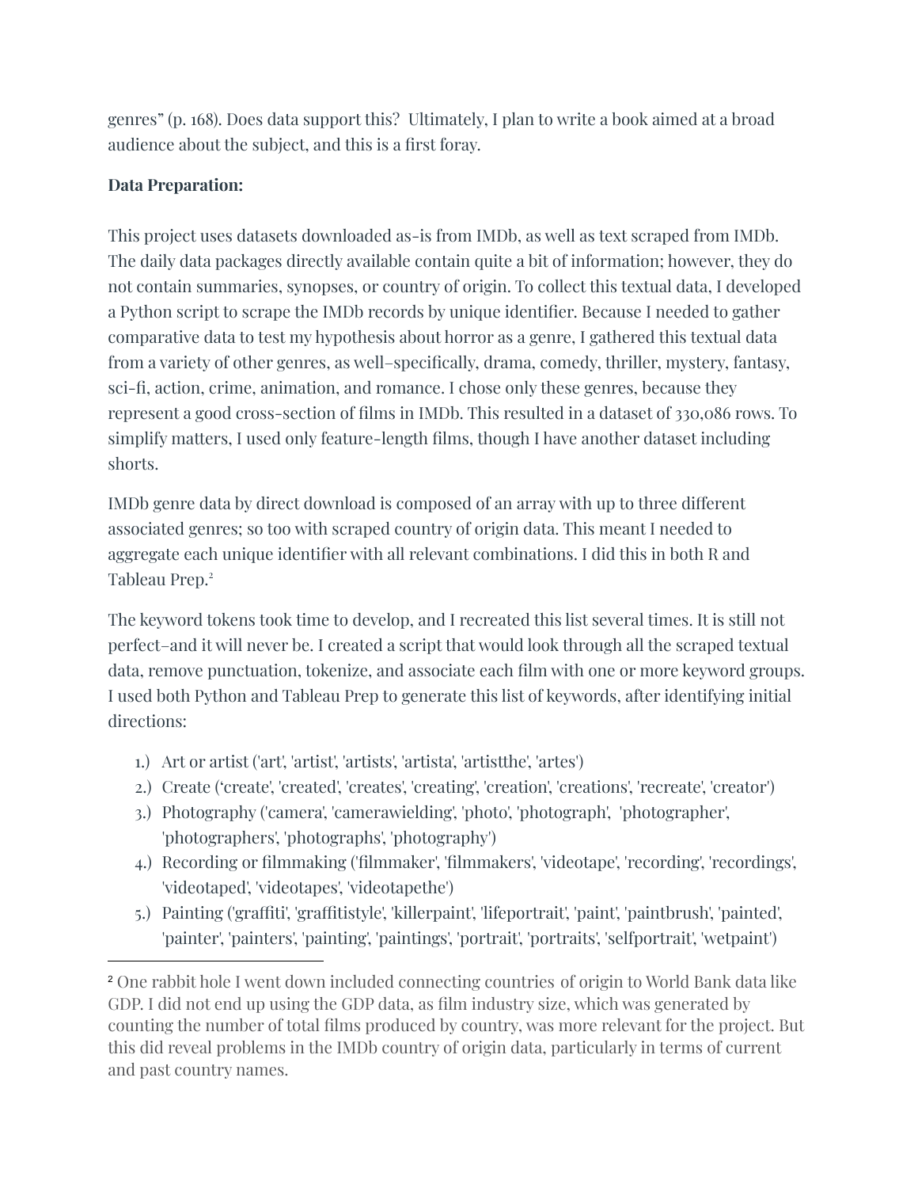genres" (p. 168). Does data support this? Ultimately, I plan to write a book aimed at a broad audience about the subject, and this is a first foray.

**Data Preparation:**

This project uses datasets downloaded as-is from IMDb, as well as text scraped from IMDb. The daily data packages directly available contain quite a bit of information; however, they do not contain summaries, synopses, or country of origin. To collect this textual data, I developed a Python script to scrape the IMDb records by unique identifier. Because I needed to gather comparative data to test my hypothesis about horror as a genre, I gathered this textual data from a variety of other genres, as well–specifically, drama, comedy, thriller, mystery, fantasy, sci-fi, action, crime, animation, and romance. I chose only these genres, because they represent a good cross-section of films in IMDb. This resulted in a dataset of 330,086 rows. To simplify matters, I used only feature-length films, though I have another dataset including shorts.

IMDb genre data by direct download is composed of an array with up to three different associated genres; so too with scraped country of origin data. This meant I needed to aggregate each unique identifier with all relevant combinations. I did this in both R and Tableau Prep.[2]

The keyword tokens took time to develop, and I recreated this list several times. It is still not perfect–and it will never be. I created a script that would look through all the scraped textual data, remove punctuation, tokenize, and associate each film with one or more keyword groups. I used both Python and Tableau Prep to generate this list of keywords, after identifying initial directions:

1.) Art or artist ('art', 'artist', 'artists', 'artista', 'artistthe', 'artes')
2.) Create ('create', 'created', 'creates', 'creating', 'creation', 'creations', 'recreate', 'creator')
3.) Photography ('camera', 'camerawielding', 'photo', 'photograph', 'photographer', 'photographers', 'photographs', 'photography')
4.) Recording or filmmaking ('filmmaker', 'filmmakers', 'videotape', 'recording', 'recordings', 'videotaped', 'videotapes', 'videotapethe')
5.) Painting ('graffiti', 'graffitistyle', 'killerpaint', 'lifeportrait', 'paint', 'paintbrush', 'painted', 'painter', 'painters', 'painting', 'paintings', 'portrait', 'portraits', 'selfportrait', 'wetpaint')

---

[2] One rabbit hole I went down included connecting countries of origin to World Bank data like GDP. I did not end up using the GDP data, as film industry size, which was generated by counting the number of total films produced by country, was more relevant for the project. But this did reveal problems in the IMDb country of origin data, particularly in terms of current and past country names.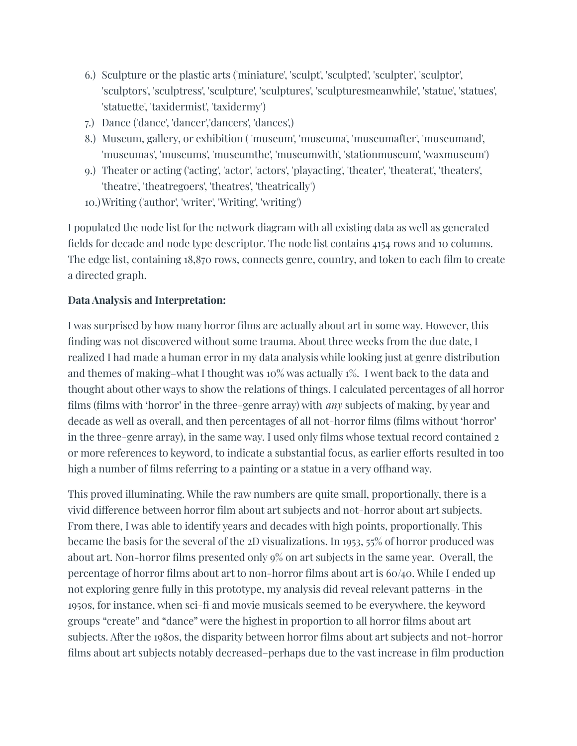6.) Sculpture or the plastic arts ('miniature', 'sculpt', 'sculpted', 'sculpter', 'sculptor', 'sculptors', 'sculptress', 'sculpture', 'sculptures', 'sculpturesmeanwhile', 'statue', 'statues', 'statuette', 'taxidermist', 'taxidermy')
7.) Dance ('dance', 'dancer','dancers', 'dances',)
8.) Museum, gallery, or exhibition ( 'museum', 'museuma', 'museumafter', 'museumand', 'museumas', 'museums', 'museumthe', 'museumwith', 'stationmuseum', 'waxmuseum')
9.) Theater or acting ('acting', 'actor', 'actors', 'playacting', 'theater', 'theaterat', 'theaters', 'theatre', 'theatregoers', 'theatres', 'theatrically')
10.) Writing ('author', 'writer', 'Writing', 'writing')

I populated the node list for the network diagram with all existing data as well as generated fields for decade and node type descriptor. The node list contains 4154 rows and 10 columns. The edge list, containing 18,870 rows, connects genre, country, and token to each film to create a directed graph.

**Data Analysis and Interpretation:**

I was surprised by how many horror films are actually about art in some way. However, this finding was not discovered without some trauma. About three weeks from the due date, I realized I had made a human error in my data analysis while looking just at genre distribution and themes of making–what I thought was 10% was actually 1%. I went back to the data and thought about other ways to show the relations of things. I calculated percentages of all horror films (films with 'horror' in the three-genre array) with *any* subjects of making, by year and decade as well as overall, and then percentages of all not-horror films (films without 'horror' in the three-genre array), in the same way. I used only films whose textual record contained 2 or more references to keyword, to indicate a substantial focus, as earlier efforts resulted in too high a number of films referring to a painting or a statue in a very offhand way.

This proved illuminating. While the raw numbers are quite small, proportionally, there is a vivid difference between horror film about art subjects and not-horror about art subjects. From there, I was able to identify years and decades with high points, proportionally. This became the basis for the several of the 2D visualizations. In 1953, 55% of horror produced was about art. Non-horror films presented only 9% on art subjects in the same year. Overall, the percentage of horror films about art to non-horror films about art is 60/40. While I ended up not exploring genre fully in this prototype, my analysis did reveal relevant patterns–in the 1950s, for instance, when sci-fi and movie musicals seemed to be everywhere, the keyword groups "create" and "dance" were the highest in proportion to all horror films about art subjects. After the 1980s, the disparity between horror films about art subjects and not-horror films about art subjects notably decreased–perhaps due to the vast increase in film production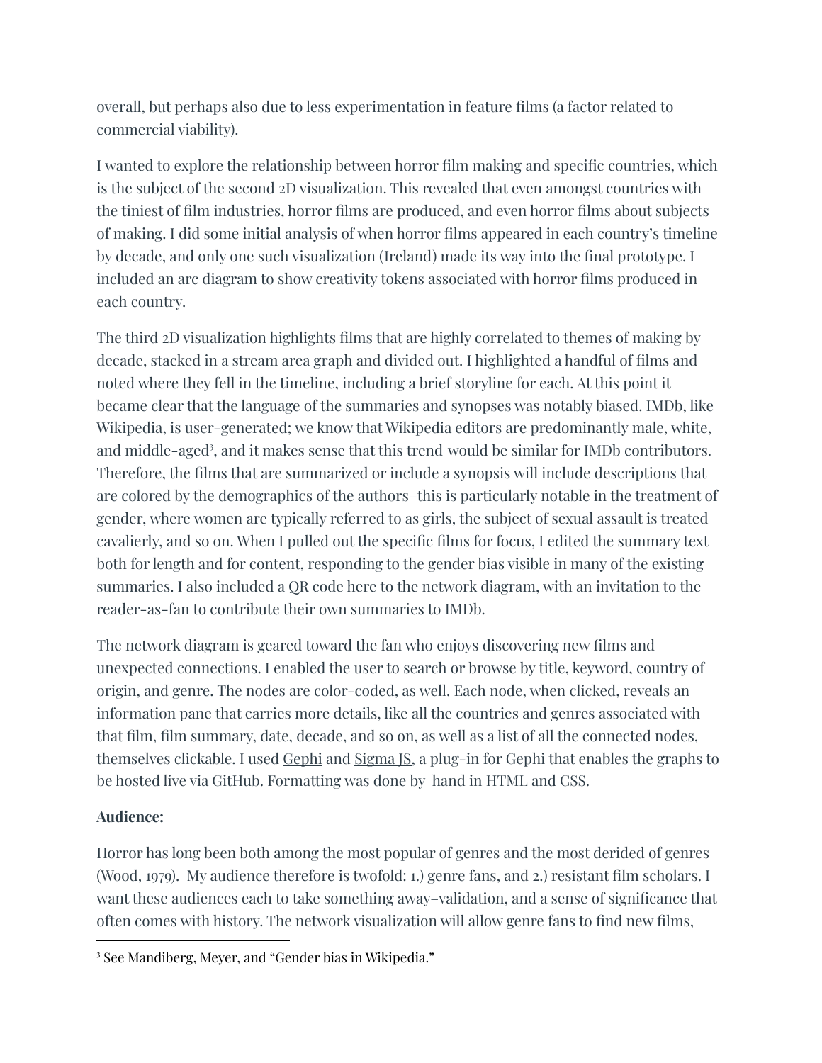overall, but perhaps also due to less experimentation in feature films (a factor related to commercial viability).

I wanted to explore the relationship between horror film making and specific countries, which is the subject of the second 2D visualization. This revealed that even amongst countries with the tiniest of film industries, horror films are produced, and even horror films about subjects of making. I did some initial analysis of when horror films appeared in each country's timeline by decade, and only one such visualization (Ireland) made its way into the final prototype. I included an arc diagram to show creativity tokens associated with horror films produced in each country.

The third 2D visualization highlights films that are highly correlated to themes of making by decade, stacked in a stream area graph and divided out. I highlighted a handful of films and noted where they fell in the timeline, including a brief storyline for each. At this point it became clear that the language of the summaries and synopses was notably biased. IMDb, like Wikipedia, is user-generated; we know that Wikipedia editors are predominantly male, white, and middle-aged[3], and it makes sense that this trend would be similar for IMDb contributors. Therefore, the films that are summarized or include a synopsis will include descriptions that are colored by the demographics of the authors–this is particularly notable in the treatment of gender, where women are typically referred to as girls, the subject of sexual assault is treated cavalierly, and so on. When I pulled out the specific films for focus, I edited the summary text both for length and for content, responding to the gender bias visible in many of the existing summaries. I also included a QR code here to the network diagram, with an invitation to the reader-as-fan to contribute their own summaries to IMDb.

The network diagram is geared toward the fan who enjoys discovering new films and unexpected connections. I enabled the user to search or browse by title, keyword, country of origin, and genre. The nodes are color-coded, as well. Each node, when clicked, reveals an information pane that carries more details, like all the countries and genres associated with that film, film summary, date, decade, and so on, as well as a list of all the connected nodes, themselves clickable. I used Gephi and Sigma JS, a plug-in for Gephi that enables the graphs to be hosted live via GitHub. Formatting was done by hand in HTML and CSS.

**Audience:**

Horror has long been both among the most popular of genres and the most derided of genres (Wood, 1979). My audience therefore is twofold: 1.) genre fans, and 2.) resistant film scholars. I want these audiences each to take something away–validation, and a sense of significance that often comes with history. The network visualization will allow genre fans to find new films,

[3] See Mandiberg, Meyer, and "Gender bias in Wikipedia."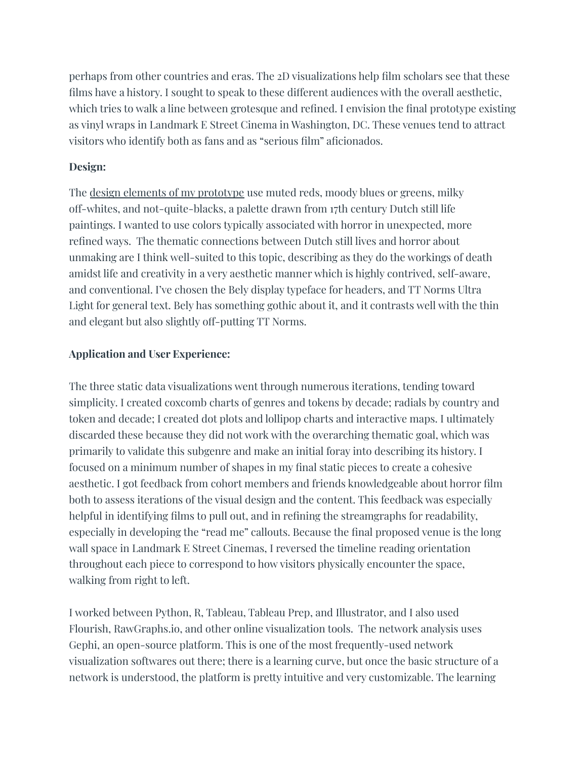perhaps from other countries and eras. The 2D visualizations help film scholars see that these films have a history. I sought to speak to these different audiences with the overall aesthetic, which tries to walk a line between grotesque and refined. I envision the final prototype existing as vinyl wraps in Landmark E Street Cinema in Washington, DC. These venues tend to attract visitors who identify both as fans and as "serious film" aficionados.

**Design:**

The design elements of my prototype use muted reds, moody blues or greens, milky off-whites, and not-quite-blacks, a palette drawn from 17th century Dutch still life paintings. I wanted to use colors typically associated with horror in unexpected, more refined ways. The thematic connections between Dutch still lives and horror about unmaking are I think well-suited to this topic, describing as they do the workings of death amidst life and creativity in a very aesthetic manner which is highly contrived, self-aware, and conventional. I've chosen the Bely display typeface for headers, and TT Norms Ultra Light for general text. Bely has something gothic about it, and it contrasts well with the thin and elegant but also slightly off-putting TT Norms.

**Application and User Experience:**

The three static data visualizations went through numerous iterations, tending toward simplicity. I created coxcomb charts of genres and tokens by decade; radials by country and token and decade; I created dot plots and lollipop charts and interactive maps. I ultimately discarded these because they did not work with the overarching thematic goal, which was primarily to validate this subgenre and make an initial foray into describing its history. I focused on a minimum number of shapes in my final static pieces to create a cohesive aesthetic. I got feedback from cohort members and friends knowledgeable about horror film both to assess iterations of the visual design and the content. This feedback was especially helpful in identifying films to pull out, and in refining the streamgraphs for readability, especially in developing the "read me" callouts. Because the final proposed venue is the long wall space in Landmark E Street Cinemas, I reversed the timeline reading orientation throughout each piece to correspond to how visitors physically encounter the space, walking from right to left.

I worked between Python, R, Tableau, Tableau Prep, and Illustrator, and I also used Flourish, RawGraphs.io, and other online visualization tools. The network analysis uses Gephi, an open-source platform. This is one of the most frequently-used network visualization softwares out there; there is a learning curve, but once the basic structure of a network is understood, the platform is pretty intuitive and very customizable. The learning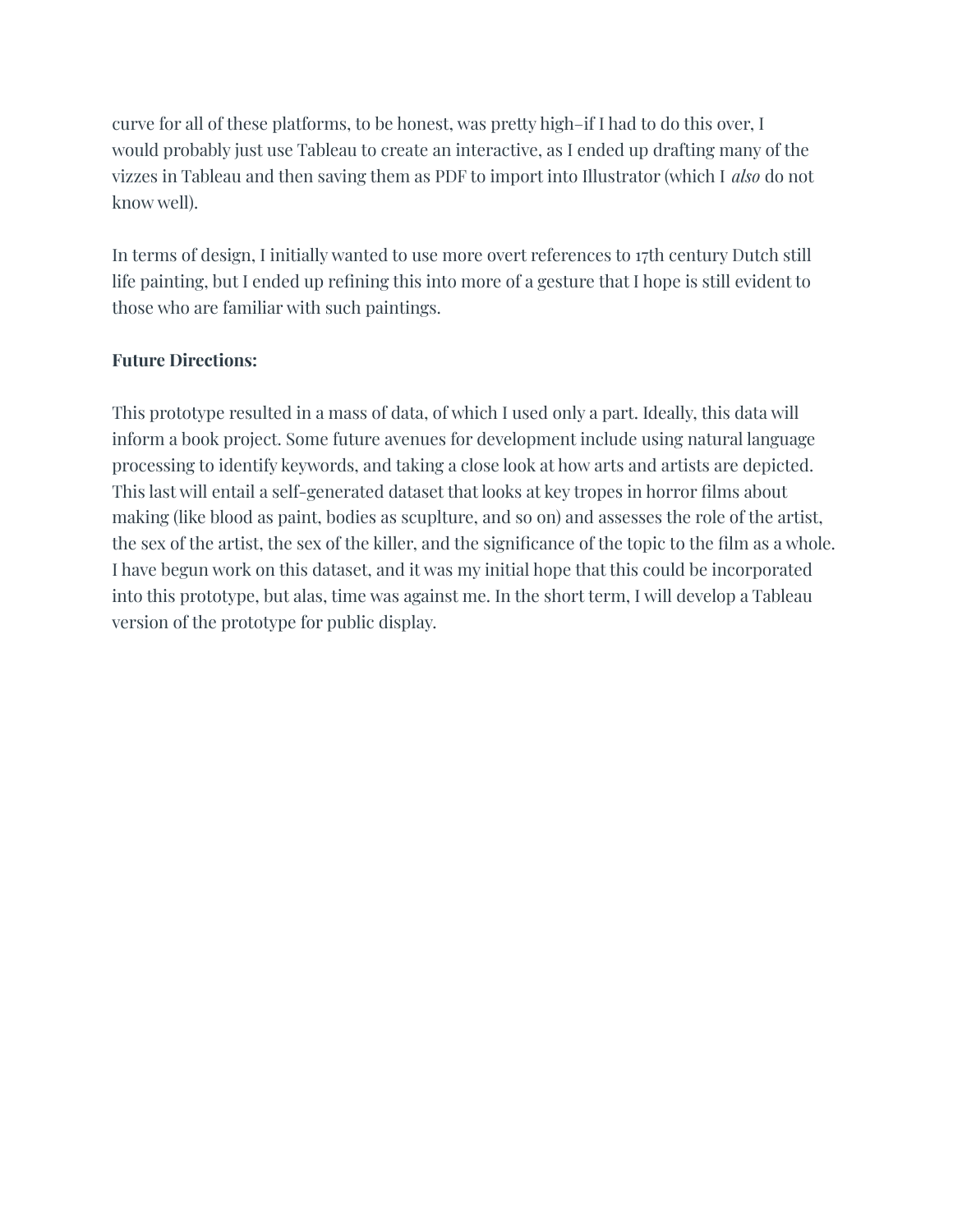curve for all of these platforms, to be honest, was pretty high–if I had to do this over, I would probably just use Tableau to create an interactive, as I ended up drafting many of the vizzes in Tableau and then saving them as PDF to import into Illustrator (which I *also* do not know well).

In terms of design, I initially wanted to use more overt references to 17th century Dutch still life painting, but I ended up refining this into more of a gesture that I hope is still evident to those who are familiar with such paintings.

**Future Directions:**

This prototype resulted in a mass of data, of which I used only a part. Ideally, this data will inform a book project. Some future avenues for development include using natural language processing to identify keywords, and taking a close look at how arts and artists are depicted. This last will entail a self-generated dataset that looks at key tropes in horror films about making (like blood as paint, bodies as scuplture, and so on) and assesses the role of the artist, the sex of the artist, the sex of the killer, and the significance of the topic to the film as a whole. I have begun work on this dataset, and it was my initial hope that this could be incorporated into this prototype, but alas, time was against me. In the short term, I will develop a Tableau version of the prototype for public display.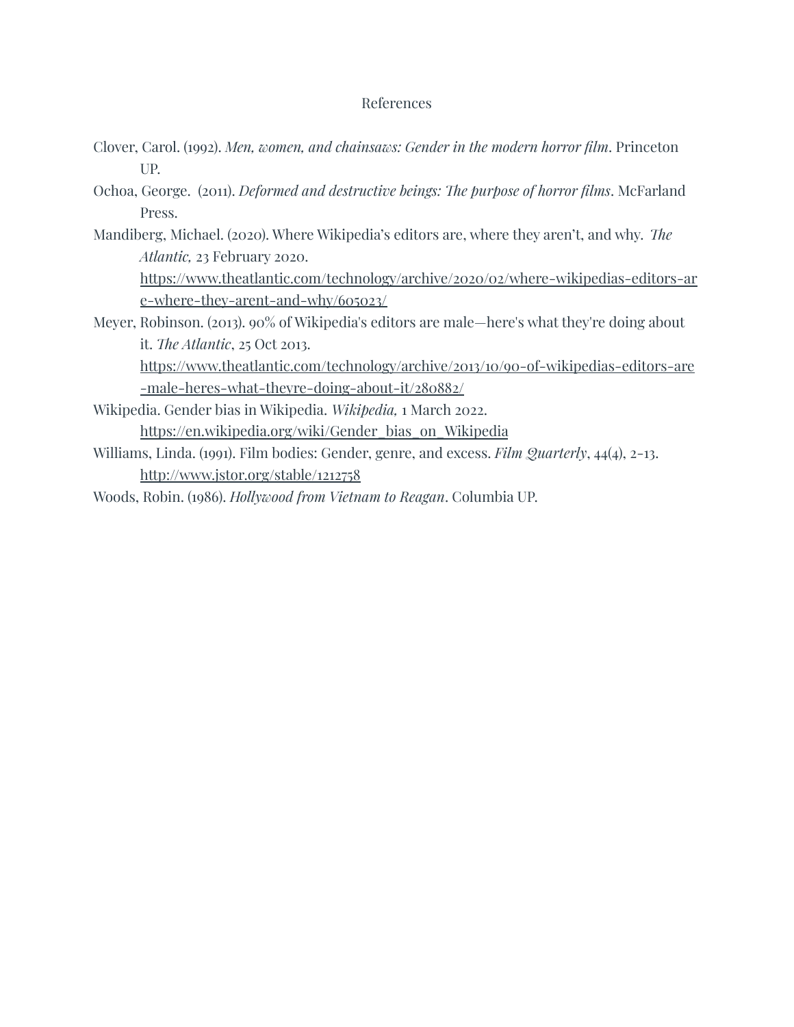# References

Clover, Carol. (1992). *Men, women, and chainsaws: Gender in the modern horror film*. Princeton UP.

Ochoa, George. (2011). *Deformed and destructive beings: The purpose of horror films*. McFarland Press.

Mandiberg, Michael. (2020). Where Wikipedia's editors are, where they aren't, and why. *The Atlantic,* 23 February 2020. https://www.theatlantic.com/technology/archive/2020/02/where-wikipedias-editors-are-where-they-arent-and-why/605023/

Meyer, Robinson. (2013). 90% of Wikipedia's editors are male—here's what they're doing about it. *The Atlantic*, 25 Oct 2013. https://www.theatlantic.com/technology/archive/2013/10/90-of-wikipedias-editors-are-male-heres-what-theyre-doing-about-it/280882/

Wikipedia. Gender bias in Wikipedia. *Wikipedia,* 1 March 2022. https://en.wikipedia.org/wiki/Gender_bias_on_Wikipedia

Williams, Linda. (1991). Film bodies: Gender, genre, and excess. *Film Quarterly*, 44(4), 2-13. http://www.jstor.org/stable/1212758

Woods, Robin. (1986). *Hollywood from Vietnam to Reagan*. Columbia UP.